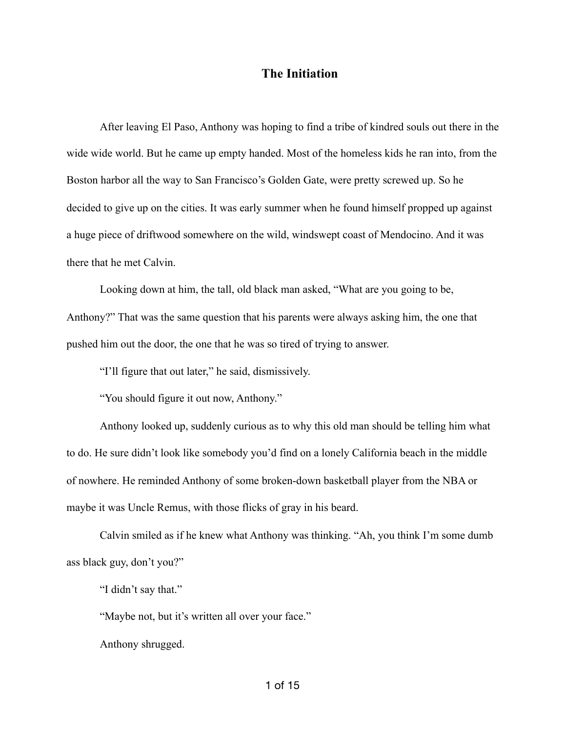# The Initiation

After leaving El Paso, Anthony was hoping to find a tribe of kindred souls out there in the wide wide world. But he came up empty handed. Most of the homeless kids he ran into, from the Boston harbor all the way to San Francisco's Golden Gate, were pretty screwed up. So he decided to give up on the cities. It was early summer when he found himself propped up against a huge piece of driftwood somewhere on the wild, windswept coast of Mendocino. And it was there that he met Calvin.

Looking down at him, the tall, old black man asked, "What are you going to be, Anthony?" That was the same question that his parents were always asking him, the one that pushed him out the door, the one that he was so tired of trying to answer.

"I'll figure that out later," he said, dismissively.

"You should figure it out now, Anthony."

Anthony looked up, suddenly curious as to why this old man should be telling him what to do. He sure didn't look like somebody you'd find on a lonely California beach in the middle of nowhere. He reminded Anthony of some broken-down basketball player from the NBA or maybe it was Uncle Remus, with those flicks of gray in his beard.

Calvin smiled as if he knew what Anthony was thinking. "Ah, you think I'm some dumb ass black guy, don't you?"

"I didn't say that."

"Maybe not, but it's written all over your face."

Anthony shrugged.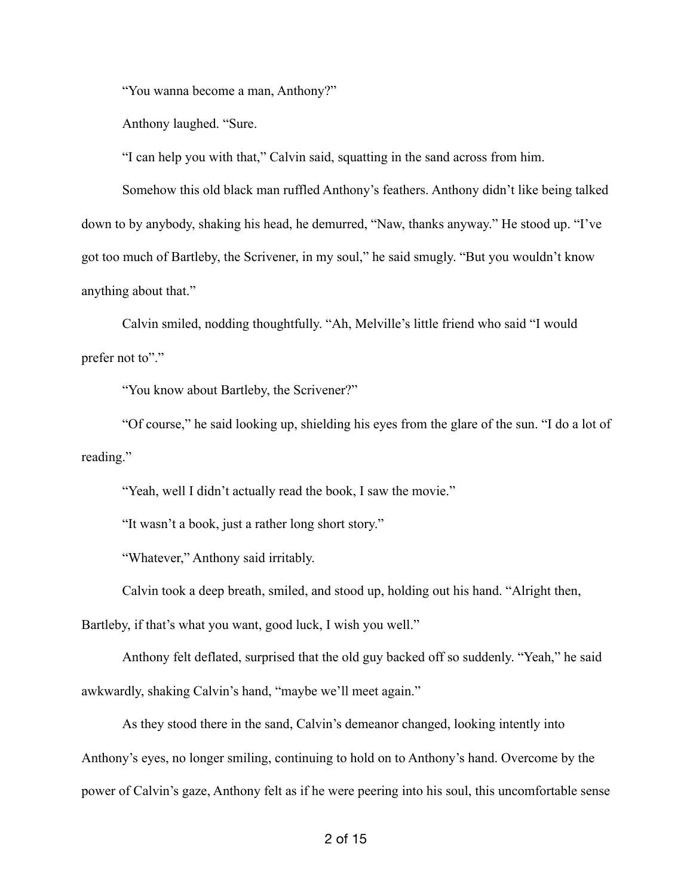"You wanna become a man, Anthony?"

Anthony laughed. "Sure.

"I can help you with that," Calvin said, squatting in the sand across from him.

Somehow this old black man ruffled Anthony's feathers. Anthony didn't like being talked down to by anybody, shaking his head, he demurred, "Naw, thanks anyway." He stood up. "I've got too much of Bartleby, the Scrivener, in my soul," he said smugly. "But you wouldn't know anything about that."

Calvin smiled, nodding thoughtfully. "Ah, Melville's little friend who said "I would prefer not to"."

"You know about Bartleby, the Scrivener?"

"Of course," he said looking up, shielding his eyes from the glare of the sun. "I do a lot of reading."

"Yeah, well I didn't actually read the book, I saw the movie."

"It wasn't a book, just a rather long short story."

"Whatever," Anthony said irritably.

Calvin took a deep breath, smiled, and stood up, holding out his hand. "Alright then, Bartleby, if that's what you want, good luck, I wish you well."

Anthony felt deflated, surprised that the old guy backed off so suddenly. "Yeah," he said awkwardly, shaking Calvin's hand, "maybe we'll meet again."

As they stood there in the sand, Calvin's demeanor changed, looking intently into Anthony's eyes, no longer smiling, continuing to hold on to Anthony's hand. Overcome by the power of Calvin's gaze, Anthony felt as if he were peering into his soul, this uncomfortable sense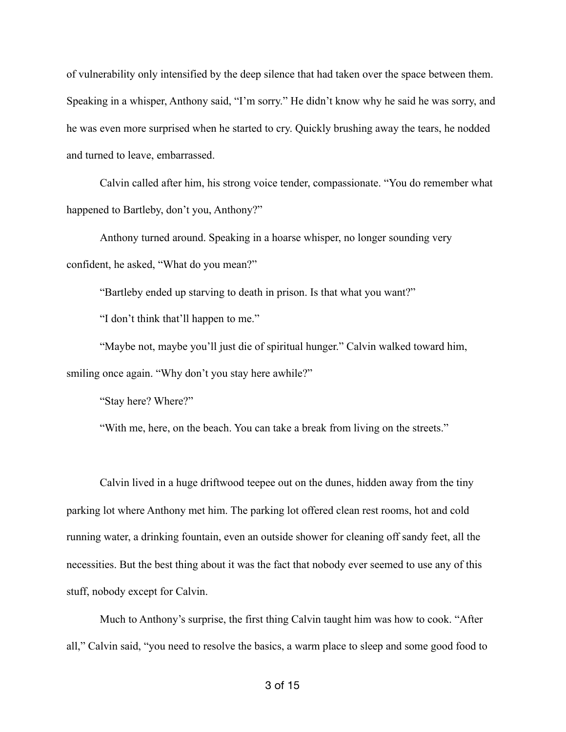of vulnerability only intensified by the deep silence that had taken over the space between them. Speaking in a whisper, Anthony said, "I'm sorry." He didn't know why he said he was sorry, and he was even more surprised when he started to cry. Quickly brushing away the tears, he nodded and turned to leave, embarrassed.

Calvin called after him, his strong voice tender, compassionate. "You do remember what happened to Bartleby, don't you, Anthony?"

Anthony turned around. Speaking in a hoarse whisper, no longer sounding very confident, he asked, "What do you mean?"

"Bartleby ended up starving to death in prison. Is that what you want?"

"I don't think that'll happen to me."

"Maybe not, maybe you'll just die of spiritual hunger." Calvin walked toward him, smiling once again. "Why don't you stay here awhile?"

"Stay here? Where?"

"With me, here, on the beach. You can take a break from living on the streets."

Calvin lived in a huge driftwood teepee out on the dunes, hidden away from the tiny parking lot where Anthony met him. The parking lot offered clean rest rooms, hot and cold running water, a drinking fountain, even an outside shower for cleaning off sandy feet, all the necessities. But the best thing about it was the fact that nobody ever seemed to use any of this stuff, nobody except for Calvin.

Much to Anthony's surprise, the first thing Calvin taught him was how to cook. "After all," Calvin said, "you need to resolve the basics, a warm place to sleep and some good food to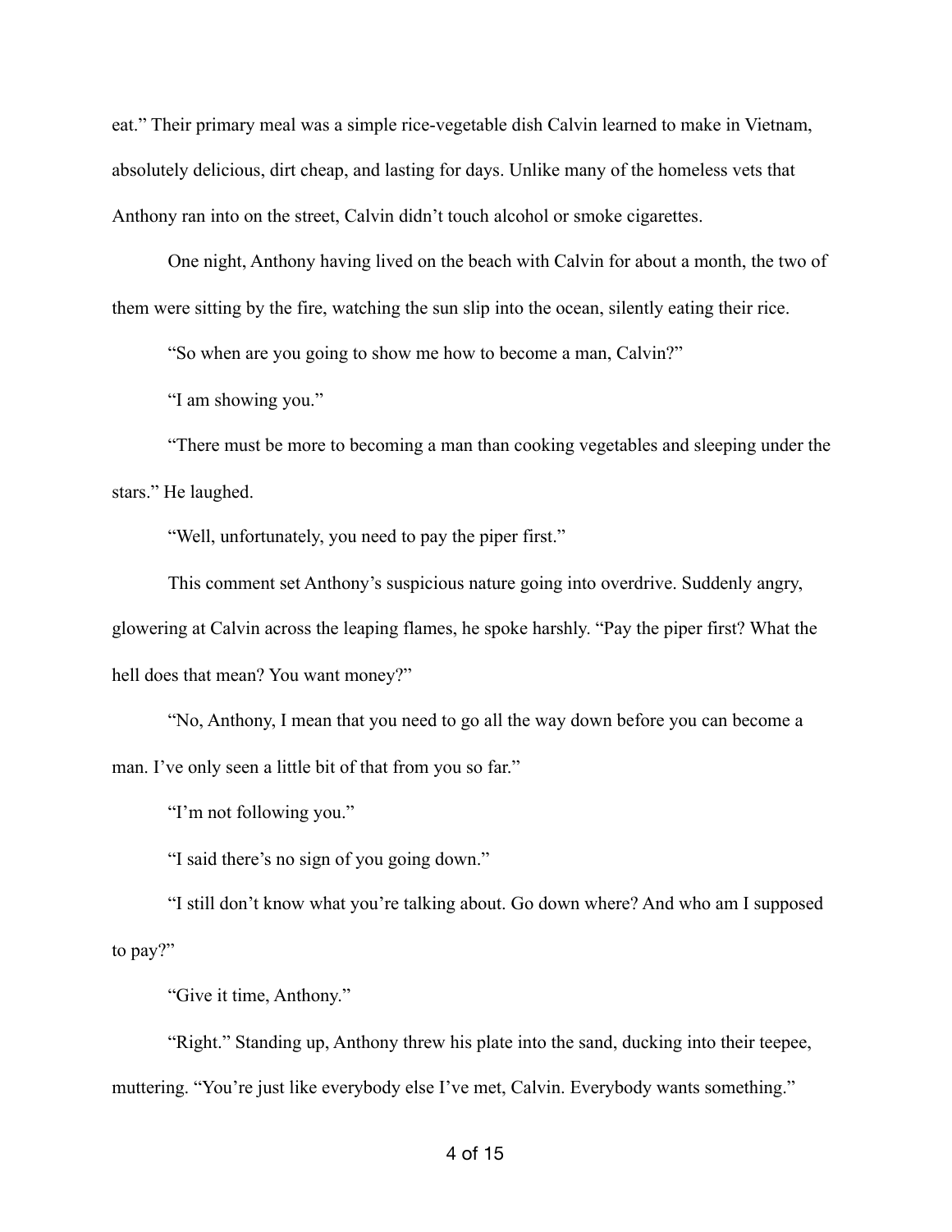eat." Their primary meal was a simple rice-vegetable dish Calvin learned to make in Vietnam, absolutely delicious, dirt cheap, and lasting for days. Unlike many of the homeless vets that Anthony ran into on the street, Calvin didn't touch alcohol or smoke cigarettes.

One night, Anthony having lived on the beach with Calvin for about a month, the two of them were sitting by the fire, watching the sun slip into the ocean, silently eating their rice.

"So when are you going to show me how to become a man, Calvin?"

"I am showing you."

"There must be more to becoming a man than cooking vegetables and sleeping under the stars." He laughed.

"Well, unfortunately, you need to pay the piper first."

This comment set Anthony's suspicious nature going into overdrive. Suddenly angry, glowering at Calvin across the leaping flames, he spoke harshly. "Pay the piper first? What the hell does that mean? You want money?"

"No, Anthony, I mean that you need to go all the way down before you can become a man. I've only seen a little bit of that from you so far."

"I'm not following you."

"I said there's no sign of you going down."

"I still don't know what you're talking about. Go down where? And who am I supposed to pay?"

"Give it time, Anthony."

"Right." Standing up, Anthony threw his plate into the sand, ducking into their teepee, muttering. "You're just like everybody else I've met, Calvin. Everybody wants something."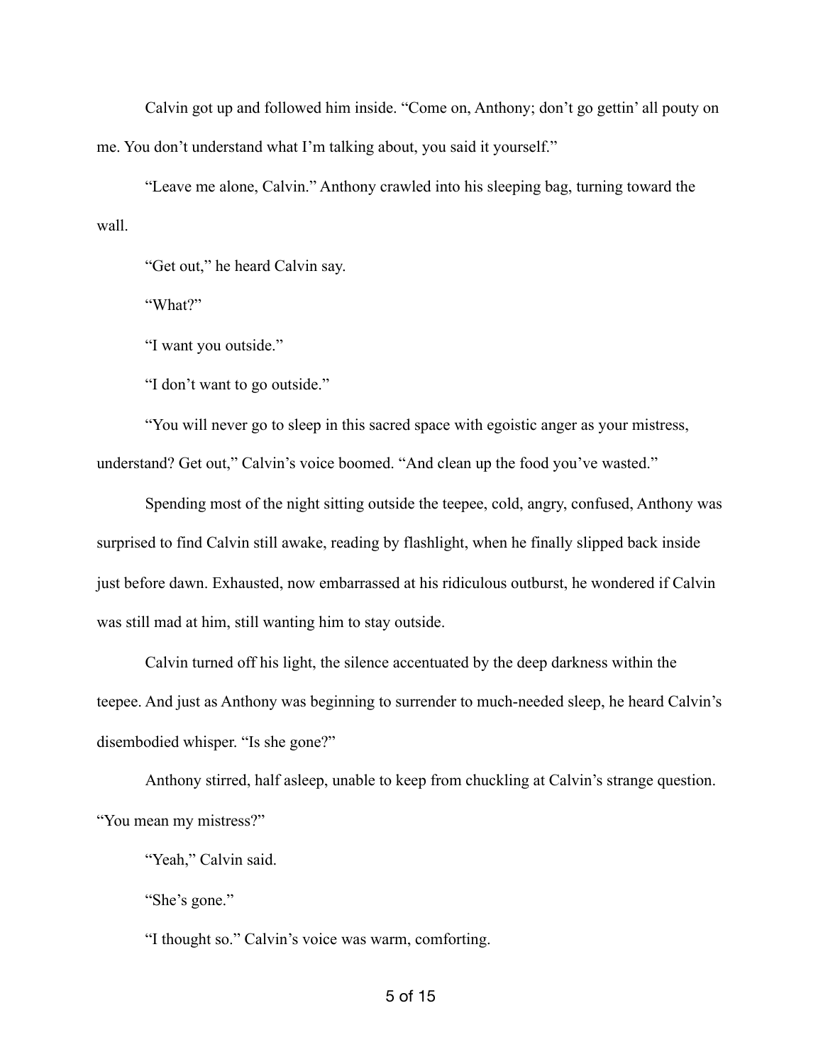Calvin got up and followed him inside. “Come on, Anthony; don’t go gettin’ all pouty on me. You don’t understand what I’m talking about, you said it yourself.”

“Leave me alone, Calvin.” Anthony crawled into his sleeping bag, turning toward the wall.

“Get out,” he heard Calvin say.

“What?”

“I want you outside.”

“I don’t want to go outside.”

“You will never go to sleep in this sacred space with egoistic anger as your mistress, understand? Get out,” Calvin’s voice boomed. “And clean up the food you’ve wasted.”

Spending most of the night sitting outside the teepee, cold, angry, confused, Anthony was surprised to find Calvin still awake, reading by flashlight, when he finally slipped back inside just before dawn. Exhausted, now embarrassed at his ridiculous outburst, he wondered if Calvin was still mad at him, still wanting him to stay outside.

Calvin turned off his light, the silence accentuated by the deep darkness within the teepee. And just as Anthony was beginning to surrender to much-needed sleep, he heard Calvin’s disembodied whisper. “Is she gone?”

Anthony stirred, half asleep, unable to keep from chuckling at Calvin’s strange question. “You mean my mistress?”

“Yeah,” Calvin said.

“She’s gone.”

“I thought so.” Calvin’s voice was warm, comforting.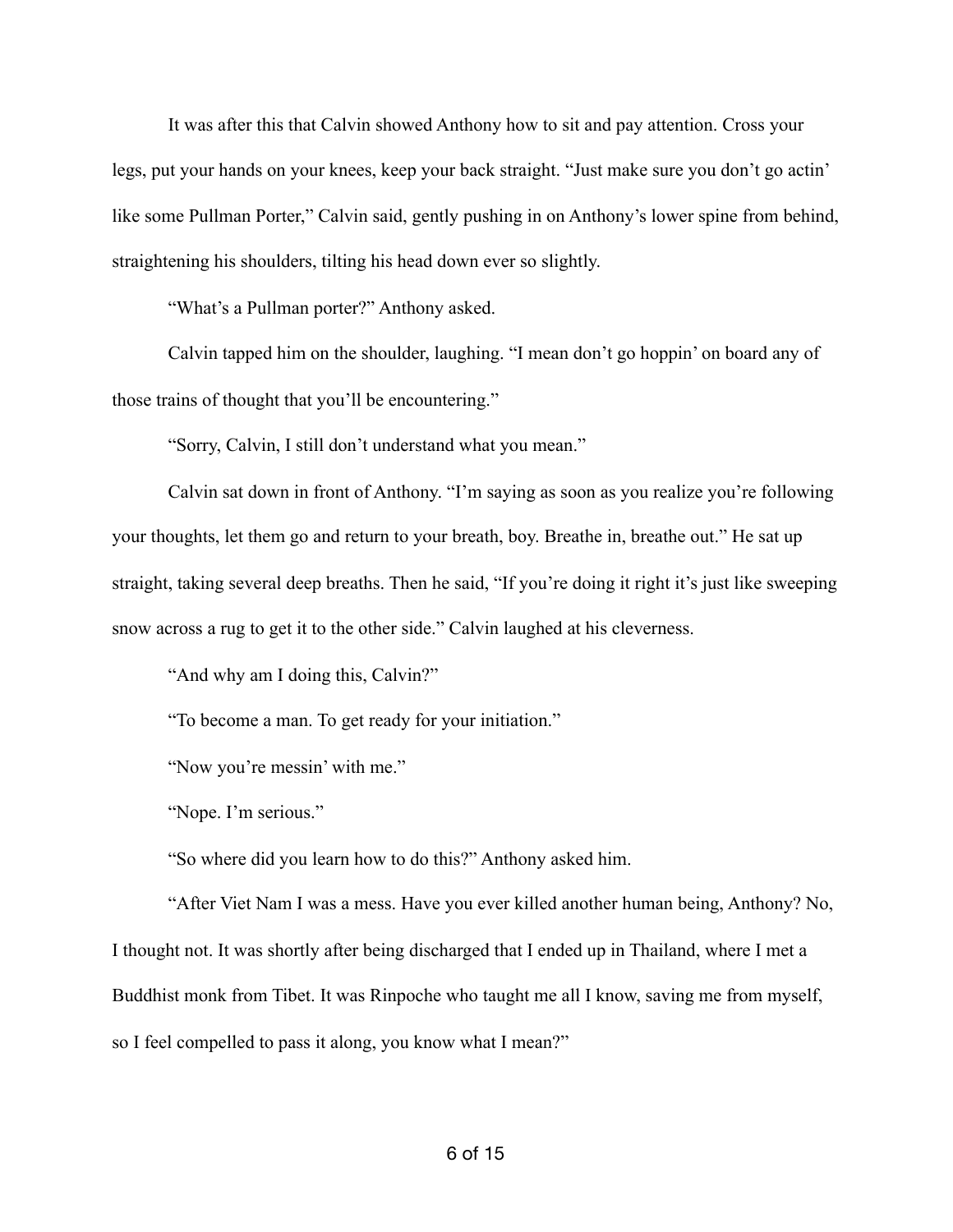It was after this that Calvin showed Anthony how to sit and pay attention. Cross your legs, put your hands on your knees, keep your back straight. "Just make sure you don't go actin' like some Pullman Porter," Calvin said, gently pushing in on Anthony's lower spine from behind, straightening his shoulders, tilting his head down ever so slightly.

"What's a Pullman porter?" Anthony asked.

Calvin tapped him on the shoulder, laughing. "I mean don't go hoppin' on board any of those trains of thought that you'll be encountering."

"Sorry, Calvin, I still don't understand what you mean."

Calvin sat down in front of Anthony. "I'm saying as soon as you realize you're following your thoughts, let them go and return to your breath, boy. Breathe in, breathe out." He sat up straight, taking several deep breaths. Then he said, "If you're doing it right it's just like sweeping snow across a rug to get it to the other side." Calvin laughed at his cleverness.

"And why am I doing this, Calvin?"

"To become a man. To get ready for your initiation."

"Now you're messin' with me."

"Nope. I'm serious."

"So where did you learn how to do this?" Anthony asked him.

"After Viet Nam I was a mess. Have you ever killed another human being, Anthony? No, I thought not. It was shortly after being discharged that I ended up in Thailand, where I met a Buddhist monk from Tibet. It was Rinpoche who taught me all I know, saving me from myself, so I feel compelled to pass it along, you know what I mean?"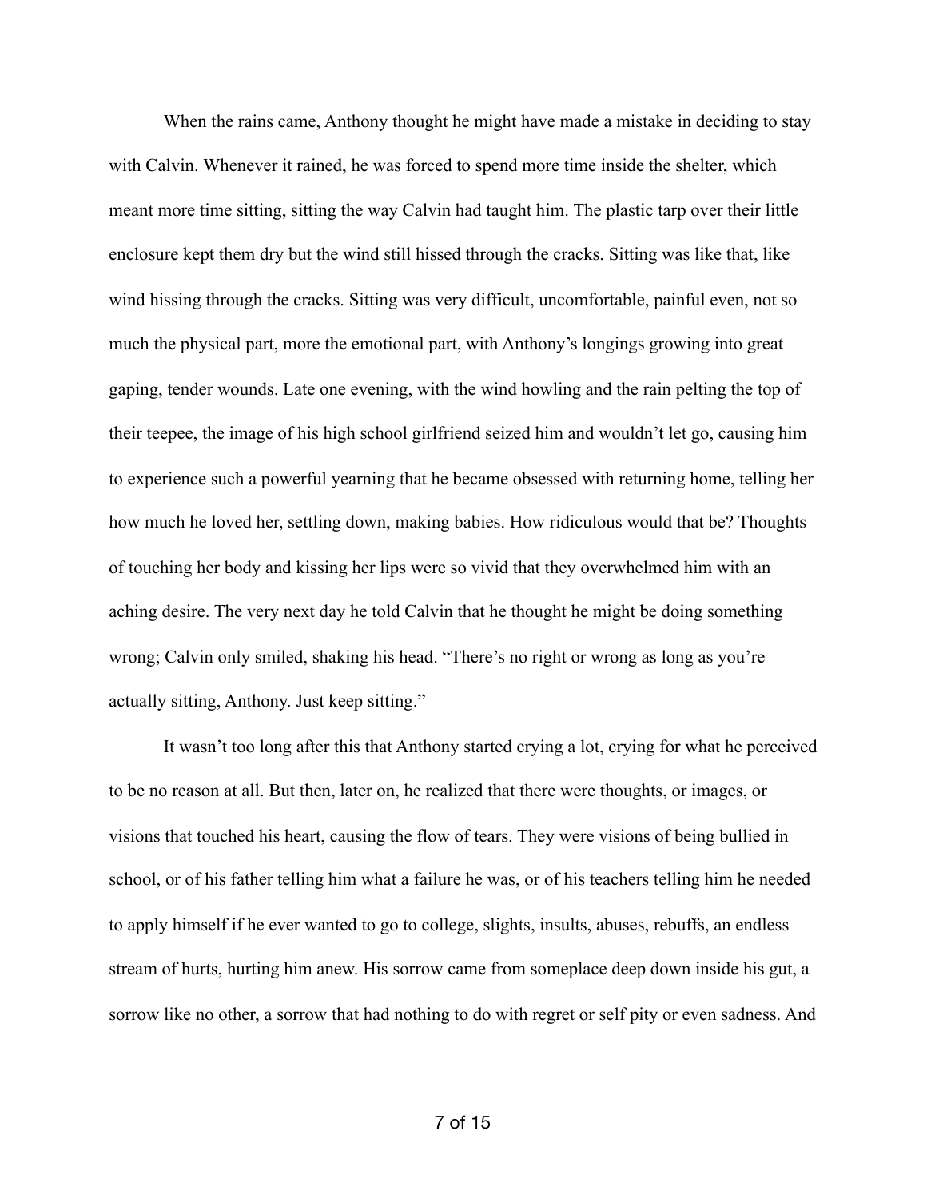When the rains came, Anthony thought he might have made a mistake in deciding to stay with Calvin. Whenever it rained, he was forced to spend more time inside the shelter, which meant more time sitting, sitting the way Calvin had taught him. The plastic tarp over their little enclosure kept them dry but the wind still hissed through the cracks. Sitting was like that, like wind hissing through the cracks. Sitting was very difficult, uncomfortable, painful even, not so much the physical part, more the emotional part, with Anthony's longings growing into great gaping, tender wounds. Late one evening, with the wind howling and the rain pelting the top of their teepee, the image of his high school girlfriend seized him and wouldn't let go, causing him to experience such a powerful yearning that he became obsessed with returning home, telling her how much he loved her, settling down, making babies. How ridiculous would that be? Thoughts of touching her body and kissing her lips were so vivid that they overwhelmed him with an aching desire. The very next day he told Calvin that he thought he might be doing something wrong; Calvin only smiled, shaking his head. "There's no right or wrong as long as you're actually sitting, Anthony. Just keep sitting."

It wasn't too long after this that Anthony started crying a lot, crying for what he perceived to be no reason at all. But then, later on, he realized that there were thoughts, or images, or visions that touched his heart, causing the flow of tears. They were visions of being bullied in school, or of his father telling him what a failure he was, or of his teachers telling him he needed to apply himself if he ever wanted to go to college, slights, insults, abuses, rebuffs, an endless stream of hurts, hurting him anew. His sorrow came from someplace deep down inside his gut, a sorrow like no other, a sorrow that had nothing to do with regret or self pity or even sadness. And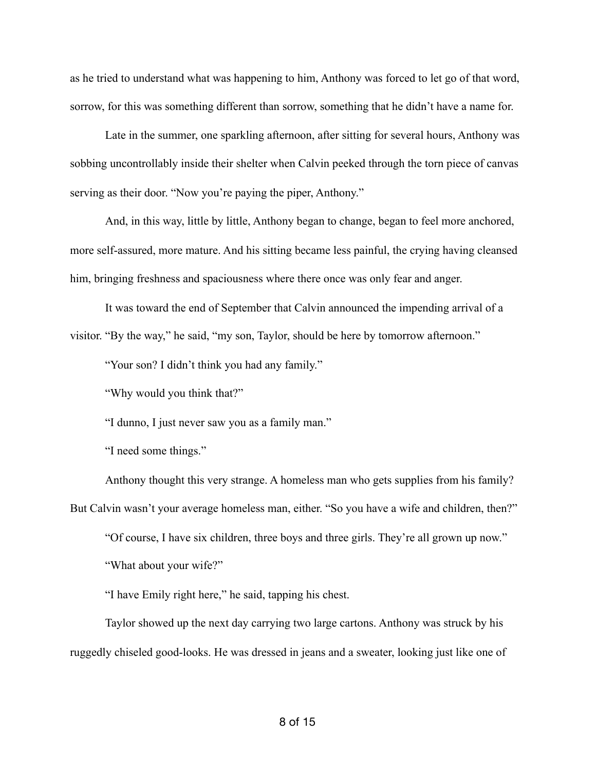as he tried to understand what was happening to him, Anthony was forced to let go of that word, sorrow, for this was something different than sorrow, something that he didn't have a name for.

Late in the summer, one sparkling afternoon, after sitting for several hours, Anthony was sobbing uncontrollably inside their shelter when Calvin peeked through the torn piece of canvas serving as their door. "Now you're paying the piper, Anthony."

And, in this way, little by little, Anthony began to change, began to feel more anchored, more self-assured, more mature. And his sitting became less painful, the crying having cleansed him, bringing freshness and spaciousness where there once was only fear and anger.

It was toward the end of September that Calvin announced the impending arrival of a visitor. "By the way," he said, "my son, Taylor, should be here by tomorrow afternoon."

"Your son? I didn't think you had any family."

"Why would you think that?"

"I dunno, I just never saw you as a family man."

"I need some things."

Anthony thought this very strange. A homeless man who gets supplies from his family? But Calvin wasn't your average homeless man, either. "So you have a wife and children, then?"

"Of course, I have six children, three boys and three girls. They're all grown up now."

"What about your wife?"

"I have Emily right here," he said, tapping his chest.

Taylor showed up the next day carrying two large cartons. Anthony was struck by his ruggedly chiseled good-looks. He was dressed in jeans and a sweater, looking just like one of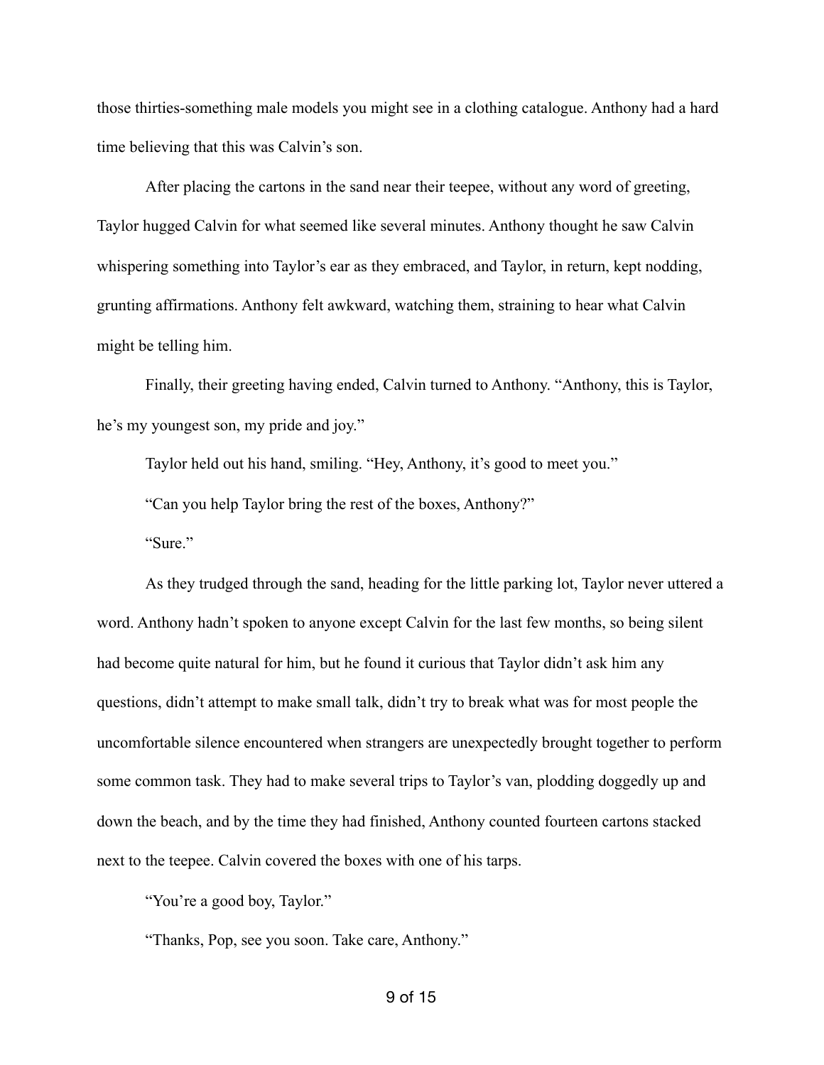those thirties-something male models you might see in a clothing catalogue. Anthony had a hard time believing that this was Calvin's son.

After placing the cartons in the sand near their teepee, without any word of greeting, Taylor hugged Calvin for what seemed like several minutes. Anthony thought he saw Calvin whispering something into Taylor's ear as they embraced, and Taylor, in return, kept nodding, grunting affirmations. Anthony felt awkward, watching them, straining to hear what Calvin might be telling him.

Finally, their greeting having ended, Calvin turned to Anthony. "Anthony, this is Taylor, he's my youngest son, my pride and joy."

Taylor held out his hand, smiling. "Hey, Anthony, it's good to meet you."

"Can you help Taylor bring the rest of the boxes, Anthony?"

"Sure."

As they trudged through the sand, heading for the little parking lot, Taylor never uttered a word. Anthony hadn't spoken to anyone except Calvin for the last few months, so being silent had become quite natural for him, but he found it curious that Taylor didn't ask him any questions, didn't attempt to make small talk, didn't try to break what was for most people the uncomfortable silence encountered when strangers are unexpectedly brought together to perform some common task. They had to make several trips to Taylor's van, plodding doggedly up and down the beach, and by the time they had finished, Anthony counted fourteen cartons stacked next to the teepee. Calvin covered the boxes with one of his tarps.

"You're a good boy, Taylor."

"Thanks, Pop, see you soon. Take care, Anthony."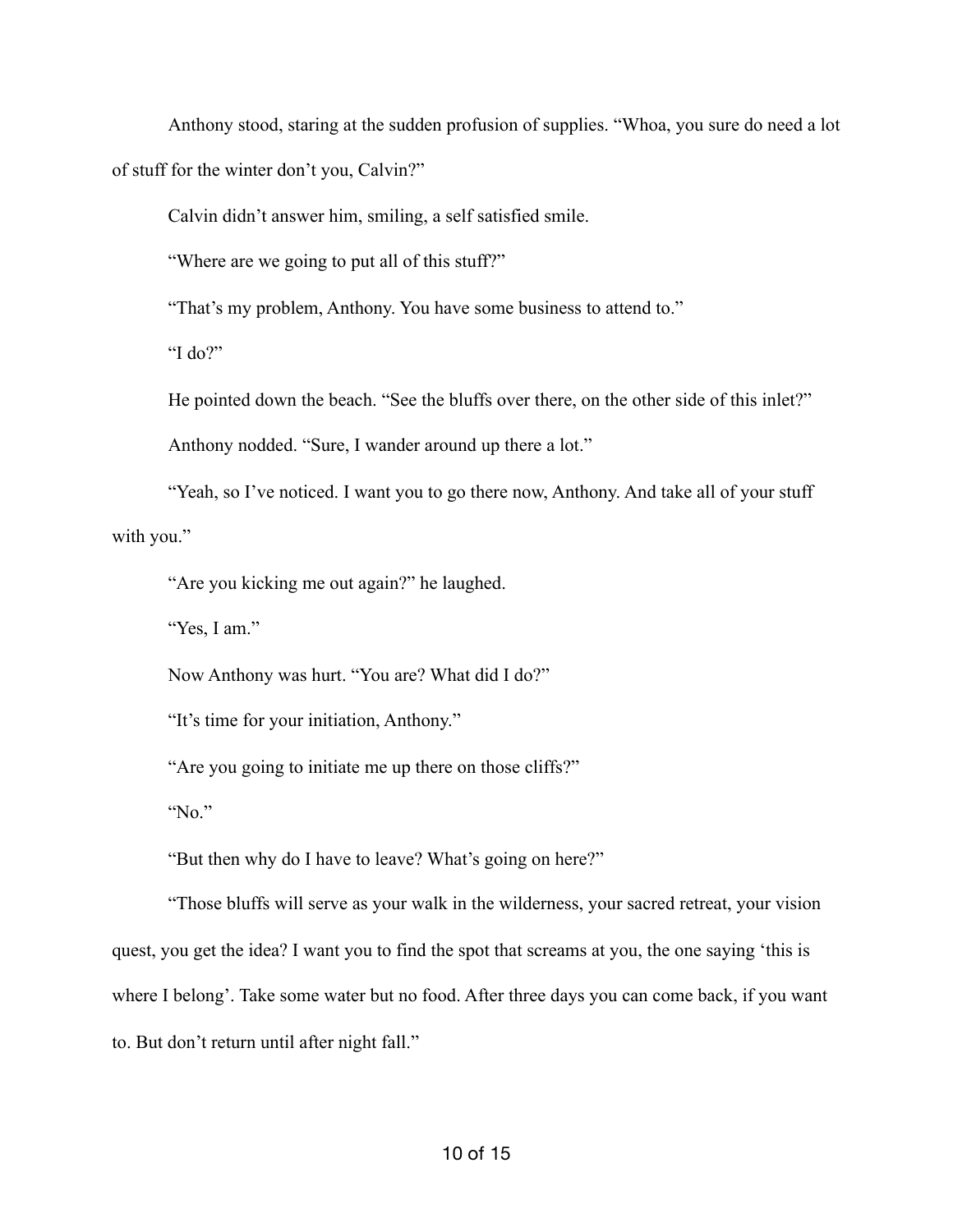Anthony stood, staring at the sudden profusion of supplies. “Whoa, you sure do need a lot of stuff for the winter don’t you, Calvin?”

Calvin didn’t answer him, smiling, a self satisfied smile.

“Where are we going to put all of this stuff?”

“That’s my problem, Anthony. You have some business to attend to.”

“I do?”

He pointed down the beach. “See the bluffs over there, on the other side of this inlet?”

Anthony nodded. “Sure, I wander around up there a lot.”

“Yeah, so I’ve noticed. I want you to go there now, Anthony. And take all of your stuff with you.”

“Are you kicking me out again?” he laughed.

“Yes, I am.”

Now Anthony was hurt. “You are? What did I do?”

“It’s time for your initiation, Anthony.”

“Are you going to initiate me up there on those cliffs?”

“No.”

“But then why do I have to leave? What’s going on here?”

“Those bluffs will serve as your walk in the wilderness, your sacred retreat, your vision quest, you get the idea? I want you to find the spot that screams at you, the one saying ‘this is where I belong’. Take some water but no food. After three days you can come back, if you want to. But don’t return until after night fall.”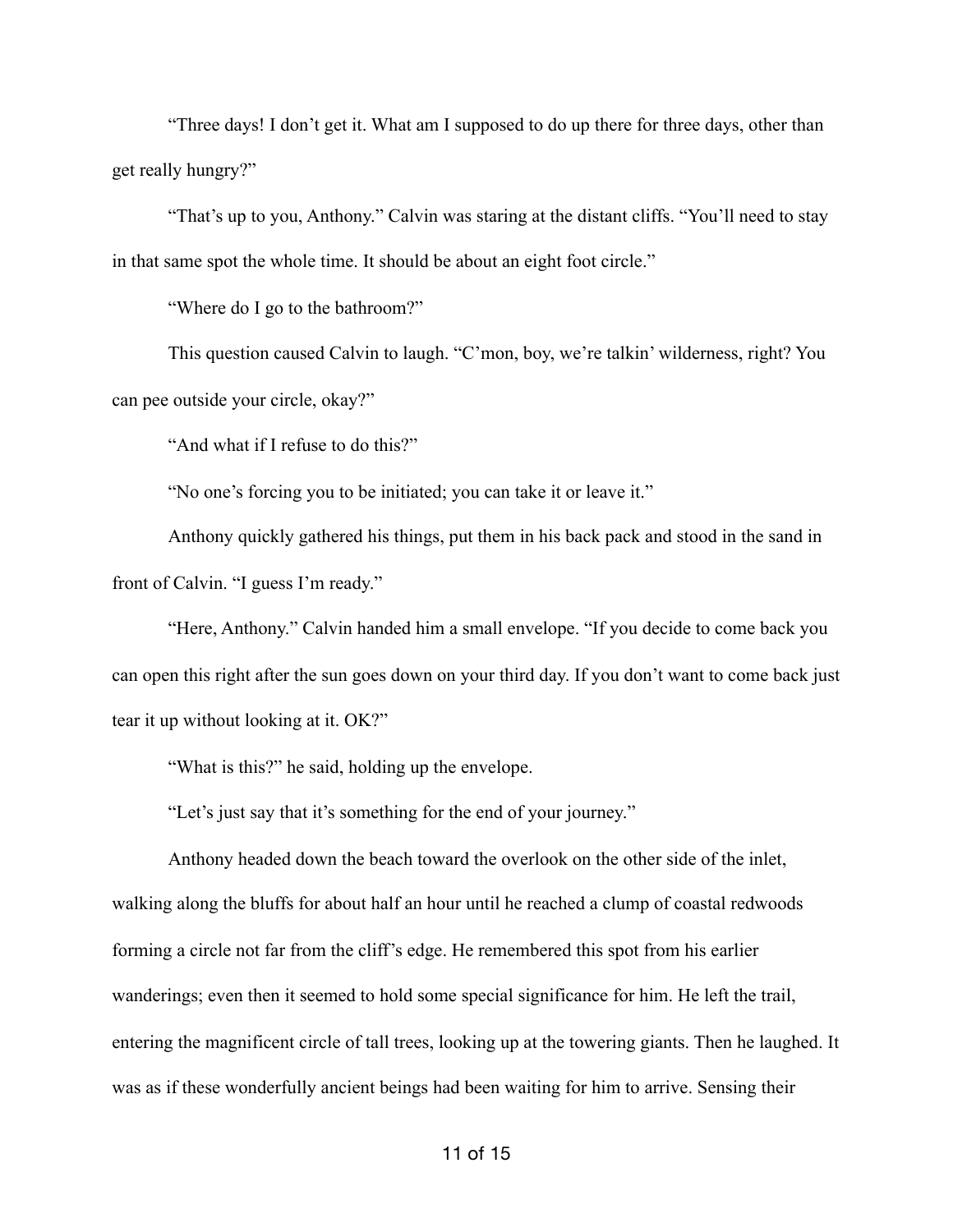"Three days! I don't get it. What am I supposed to do up there for three days, other than get really hungry?"

"That's up to you, Anthony." Calvin was staring at the distant cliffs. "You'll need to stay in that same spot the whole time. It should be about an eight foot circle."

"Where do I go to the bathroom?"

This question caused Calvin to laugh. "C'mon, boy, we're talkin' wilderness, right? You can pee outside your circle, okay?"

"And what if I refuse to do this?"

"No one's forcing you to be initiated; you can take it or leave it."

Anthony quickly gathered his things, put them in his back pack and stood in the sand in front of Calvin. "I guess I'm ready."

"Here, Anthony." Calvin handed him a small envelope. "If you decide to come back you can open this right after the sun goes down on your third day. If you don't want to come back just tear it up without looking at it. OK?"

"What is this?" he said, holding up the envelope.

"Let's just say that it's something for the end of your journey."

Anthony headed down the beach toward the overlook on the other side of the inlet, walking along the bluffs for about half an hour until he reached a clump of coastal redwoods forming a circle not far from the cliff's edge. He remembered this spot from his earlier wanderings; even then it seemed to hold some special significance for him. He left the trail, entering the magnificent circle of tall trees, looking up at the towering giants. Then he laughed. It was as if these wonderfully ancient beings had been waiting for him to arrive. Sensing their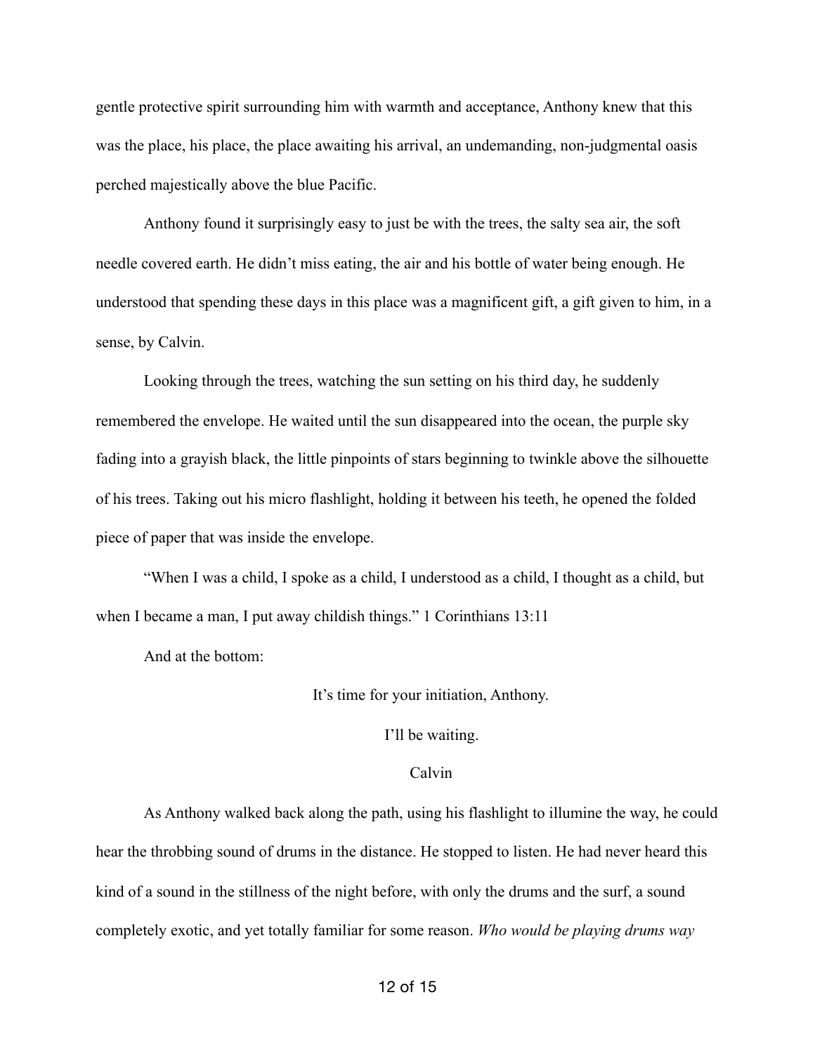gentle protective spirit surrounding him with warmth and acceptance, Anthony knew that this was the place, his place, the place awaiting his arrival, an undemanding, non-judgmental oasis perched majestically above the blue Pacific.

Anthony found it surprisingly easy to just be with the trees, the salty sea air, the soft needle covered earth. He didn't miss eating, the air and his bottle of water being enough. He understood that spending these days in this place was a magnificent gift, a gift given to him, in a sense, by Calvin.

Looking through the trees, watching the sun setting on his third day, he suddenly remembered the envelope. He waited until the sun disappeared into the ocean, the purple sky fading into a grayish black, the little pinpoints of stars beginning to twinkle above the silhouette of his trees. Taking out his micro flashlight, holding it between his teeth, he opened the folded piece of paper that was inside the envelope.

"When I was a child, I spoke as a child, I understood as a child, I thought as a child, but when I became a man, I put away childish things." 1 Corinthians 13:11

And at the bottom:

It's time for your initiation, Anthony.

I'll be waiting.

Calvin

As Anthony walked back along the path, using his flashlight to illumine the way, he could hear the throbbing sound of drums in the distance. He stopped to listen. He had never heard this kind of a sound in the stillness of the night before, with only the drums and the surf, a sound completely exotic, and yet totally familiar for some reason. *Who would be playing drums way*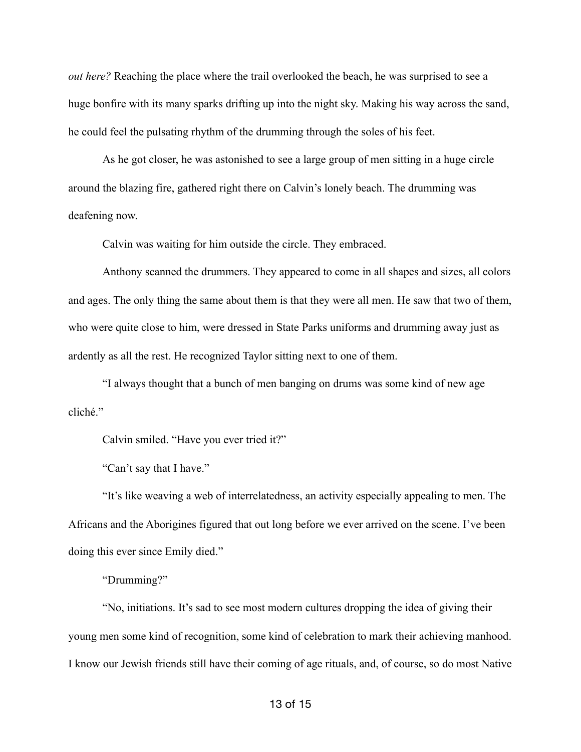*out here?* Reaching the place where the trail overlooked the beach, he was surprised to see a huge bonfire with its many sparks drifting up into the night sky. Making his way across the sand, he could feel the pulsating rhythm of the drumming through the soles of his feet.

As he got closer, he was astonished to see a large group of men sitting in a huge circle around the blazing fire, gathered right there on Calvin's lonely beach. The drumming was deafening now.

Calvin was waiting for him outside the circle. They embraced.

Anthony scanned the drummers. They appeared to come in all shapes and sizes, all colors and ages. The only thing the same about them is that they were all men. He saw that two of them, who were quite close to him, were dressed in State Parks uniforms and drumming away just as ardently as all the rest. He recognized Taylor sitting next to one of them.

"I always thought that a bunch of men banging on drums was some kind of new age cliché."

Calvin smiled. "Have you ever tried it?"

"Can't say that I have."

"It's like weaving a web of interrelatedness, an activity especially appealing to men. The Africans and the Aborigines figured that out long before we ever arrived on the scene. I've been doing this ever since Emily died."

"Drumming?"

"No, initiations. It's sad to see most modern cultures dropping the idea of giving their young men some kind of recognition, some kind of celebration to mark their achieving manhood. I know our Jewish friends still have their coming of age rituals, and, of course, so do most Native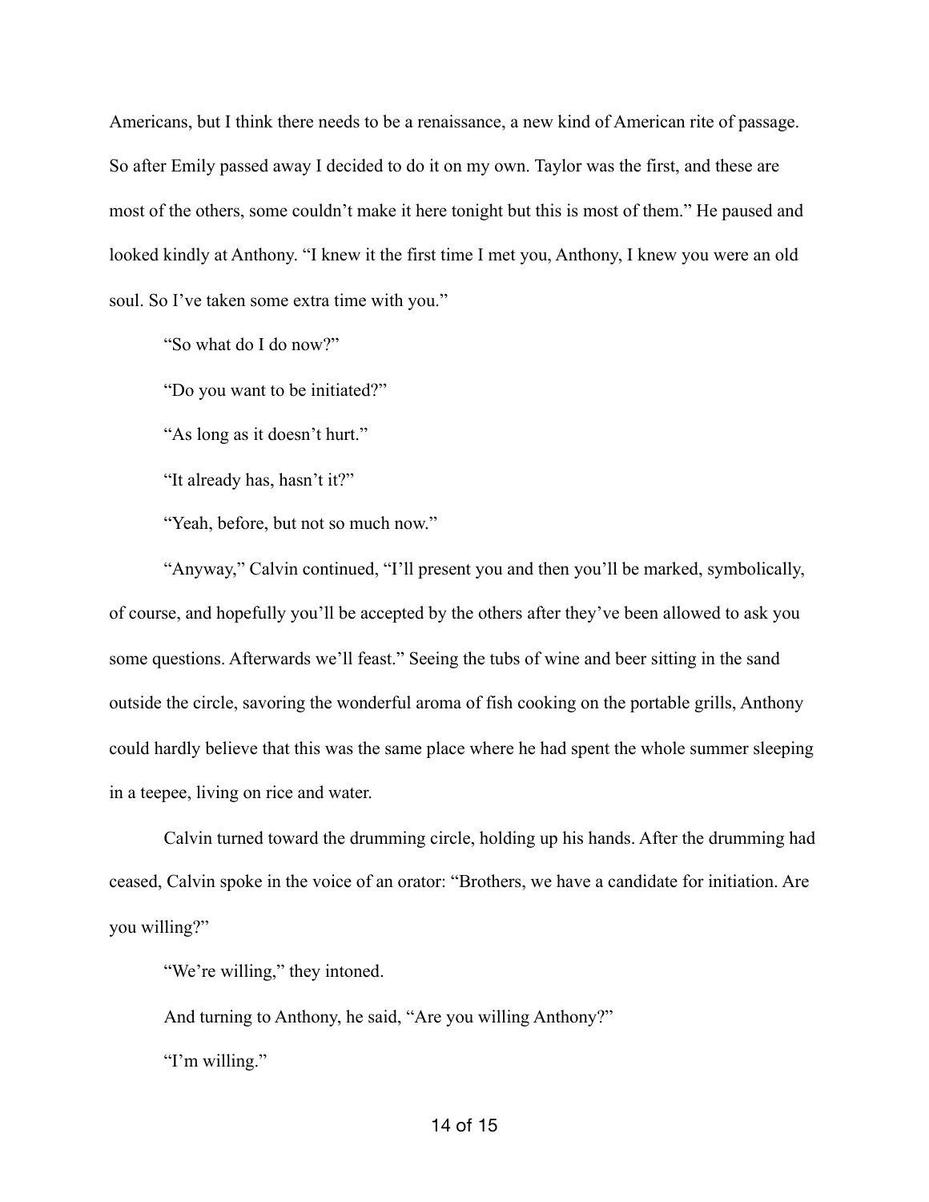Americans, but I think there needs to be a renaissance, a new kind of American rite of passage. So after Emily passed away I decided to do it on my own. Taylor was the first, and these are most of the others, some couldn't make it here tonight but this is most of them." He paused and looked kindly at Anthony. "I knew it the first time I met you, Anthony, I knew you were an old soul. So I've taken some extra time with you."

"So what do I do now?"

"Do you want to be initiated?"

"As long as it doesn't hurt."

"It already has, hasn't it?"

"Yeah, before, but not so much now."

"Anyway," Calvin continued, "I'll present you and then you'll be marked, symbolically, of course, and hopefully you'll be accepted by the others after they've been allowed to ask you some questions. Afterwards we'll feast." Seeing the tubs of wine and beer sitting in the sand outside the circle, savoring the wonderful aroma of fish cooking on the portable grills, Anthony could hardly believe that this was the same place where he had spent the whole summer sleeping in a teepee, living on rice and water.

Calvin turned toward the drumming circle, holding up his hands. After the drumming had ceased, Calvin spoke in the voice of an orator: "Brothers, we have a candidate for initiation. Are you willing?"

"We're willing," they intoned.

And turning to Anthony, he said, "Are you willing Anthony?"

"I'm willing."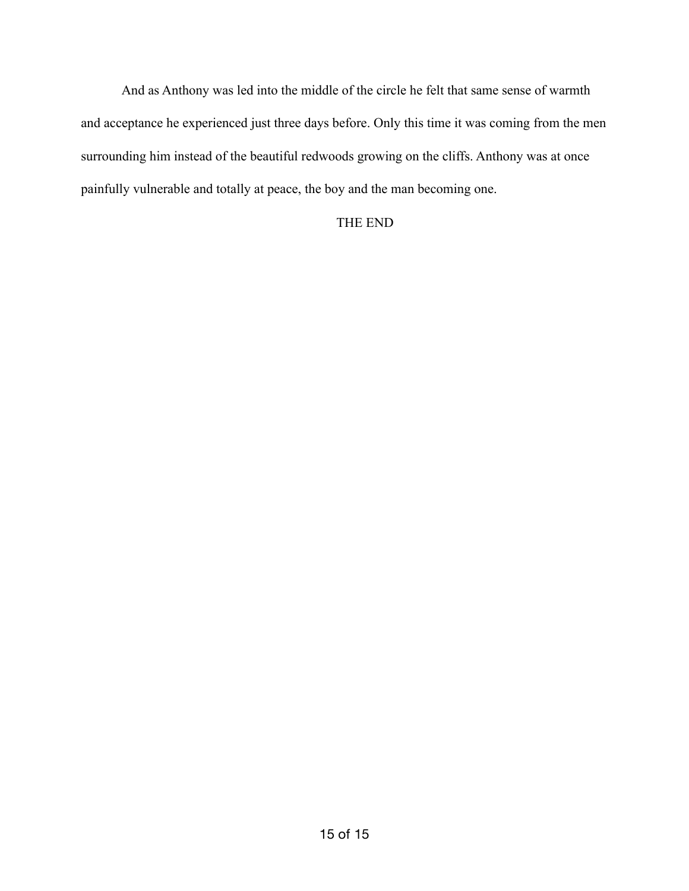And as Anthony was led into the middle of the circle he felt that same sense of warmth and acceptance he experienced just three days before. Only this time it was coming from the men surrounding him instead of the beautiful redwoods growing on the cliffs. Anthony was at once painfully vulnerable and totally at peace, the boy and the man becoming one.

THE END